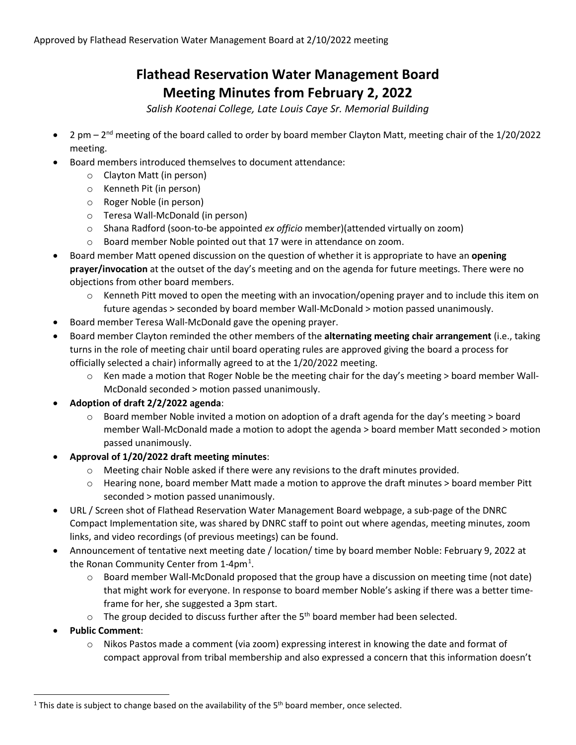Approved by Flathead Reservation Water Management Board at 2/10/2022 meeting

# Flathead Reservation Water Management Board
# Meeting Minutes from February 2, 2022

*Salish Kootenai College, Late Louis Caye Sr. Memorial Building*

- 2 pm – 2nd meeting of the board called to order by board member Clayton Matt, meeting chair of the 1/20/2022 meeting.
- Board members introduced themselves to document attendance:
  - Clayton Matt (in person)
  - Kenneth Pit (in person)
  - Roger Noble (in person)
  - Teresa Wall-McDonald (in person)
  - Shana Radford (soon-to-be appointed *ex officio* member)(attended virtually on zoom)
  - Board member Noble pointed out that 17 were in attendance on zoom.
- Board member Matt opened discussion on the question of whether it is appropriate to have an **opening prayer/invocation** at the outset of the day's meeting and on the agenda for future meetings. There were no objections from other board members.
  - Kenneth Pitt moved to open the meeting with an invocation/opening prayer and to include this item on future agendas > seconded by board member Wall-McDonald > motion passed unanimously.
- Board member Teresa Wall-McDonald gave the opening prayer.
- Board member Clayton reminded the other members of the **alternating meeting chair arrangement** (i.e., taking turns in the role of meeting chair until board operating rules are approved giving the board a process for officially selected a chair) informally agreed to at the 1/20/2022 meeting.
  - Ken made a motion that Roger Noble be the meeting chair for the day's meeting > board member Wall-McDonald seconded > motion passed unanimously.
- **Adoption of draft 2/2/2022 agenda**:
  - Board member Noble invited a motion on adoption of a draft agenda for the day's meeting > board member Wall-McDonald made a motion to adopt the agenda > board member Matt seconded > motion passed unanimously.
- **Approval of 1/20/2022 draft meeting minutes**:
  - Meeting chair Noble asked if there were any revisions to the draft minutes provided.
  - Hearing none, board member Matt made a motion to approve the draft minutes > board member Pitt seconded > motion passed unanimously.
- URL / Screen shot of Flathead Reservation Water Management Board webpage, a sub-page of the DNRC Compact Implementation site, was shared by DNRC staff to point out where agendas, meeting minutes, zoom links, and video recordings (of previous meetings) can be found.
- Announcement of tentative next meeting date / location/ time by board member Noble: February 9, 2022 at the Ronan Community Center from 1-4pm[1].
  - Board member Wall-McDonald proposed that the group have a discussion on meeting time (not date) that might work for everyone. In response to board member Noble's asking if there was a better time-frame for her, she suggested a 3pm start.
  - The group decided to discuss further after the 5th board member had been selected.
- **Public Comment**:
  - Nikos Pastos made a comment (via zoom) expressing interest in knowing the date and format of compact approval from tribal membership and also expressed a concern that this information doesn't

[1] This date is subject to change based on the availability of the 5th board member, once selected.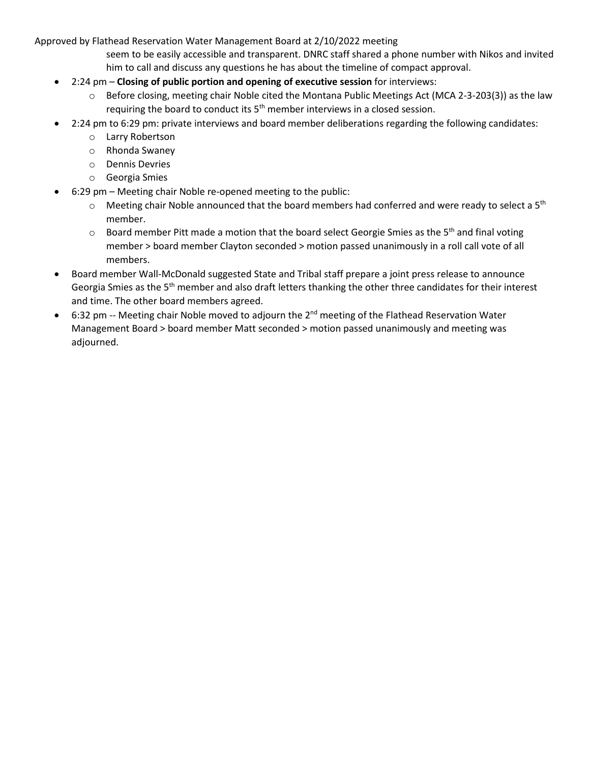seem to be easily accessible and transparent. DNRC staff shared a phone number with Nikos and invited him to call and discuss any questions he has about the timeline of compact approval.

- 2:24 pm – **Closing of public portion and opening of executive session** for interviews:
  - Before closing, meeting chair Noble cited the Montana Public Meetings Act (MCA 2-3-203(3)) as the law requiring the board to conduct its 5th member interviews in a closed session.
- 2:24 pm to 6:29 pm: private interviews and board member deliberations regarding the following candidates:
  - Larry Robertson
  - Rhonda Swaney
  - Dennis Devries
  - Georgia Smies
- 6:29 pm – Meeting chair Noble re-opened meeting to the public:
  - Meeting chair Noble announced that the board members had conferred and were ready to select a 5th member.
  - Board member Pitt made a motion that the board select Georgie Smies as the 5th and final voting member > board member Clayton seconded > motion passed unanimously in a roll call vote of all members.
- Board member Wall-McDonald suggested State and Tribal staff prepare a joint press release to announce Georgia Smies as the 5th member and also draft letters thanking the other three candidates for their interest and time. The other board members agreed.
- 6:32 pm -- Meeting chair Noble moved to adjourn the 2nd meeting of the Flathead Reservation Water Management Board > board member Matt seconded > motion passed unanimously and meeting was adjourned.